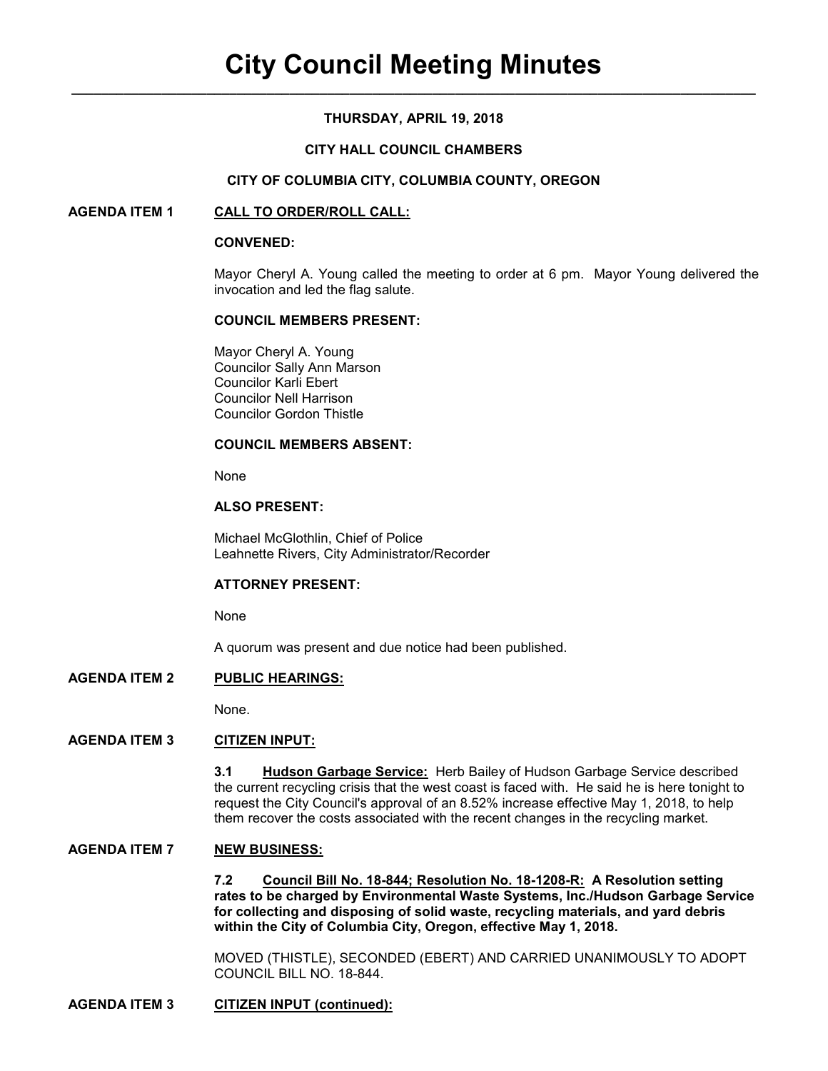# City Council Meeting Minutes

**THURSDAY, APRIL 19, 2018**

**CITY HALL COUNCIL CHAMBERS**

**CITY OF COLUMBIA CITY, COLUMBIA COUNTY, OREGON**

## AGENDA ITEM 1 CALL TO ORDER/ROLL CALL:

**CONVENED:**

Mayor Cheryl A. Young called the meeting to order at 6 pm. Mayor Young delivered the invocation and led the flag salute.

**COUNCIL MEMBERS PRESENT:**

Mayor Cheryl A. Young
Councilor Sally Ann Marson
Councilor Karli Ebert
Councilor Nell Harrison
Councilor Gordon Thistle

**COUNCIL MEMBERS ABSENT:**

None

**ALSO PRESENT:**

Michael McGlothlin, Chief of Police
Leahnette Rivers, City Administrator/Recorder

**ATTORNEY PRESENT:**

None

A quorum was present and due notice had been published.

## AGENDA ITEM 2 PUBLIC HEARINGS:

None.

## AGENDA ITEM 3 CITIZEN INPUT:

**3.1 Hudson Garbage Service:** Herb Bailey of Hudson Garbage Service described the current recycling crisis that the west coast is faced with. He said he is here tonight to request the City Council's approval of an 8.52% increase effective May 1, 2018, to help them recover the costs associated with the recent changes in the recycling market.

## AGENDA ITEM 7 NEW BUSINESS:

**7.2 Council Bill No. 18-844; Resolution No. 18-1208-R: A Resolution setting rates to be charged by Environmental Waste Systems, Inc./Hudson Garbage Service for collecting and disposing of solid waste, recycling materials, and yard debris within the City of Columbia City, Oregon, effective May 1, 2018.**

MOVED (THISTLE), SECONDED (EBERT) AND CARRIED UNANIMOUSLY TO ADOPT COUNCIL BILL NO. 18-844.

## AGENDA ITEM 3 CITIZEN INPUT (continued):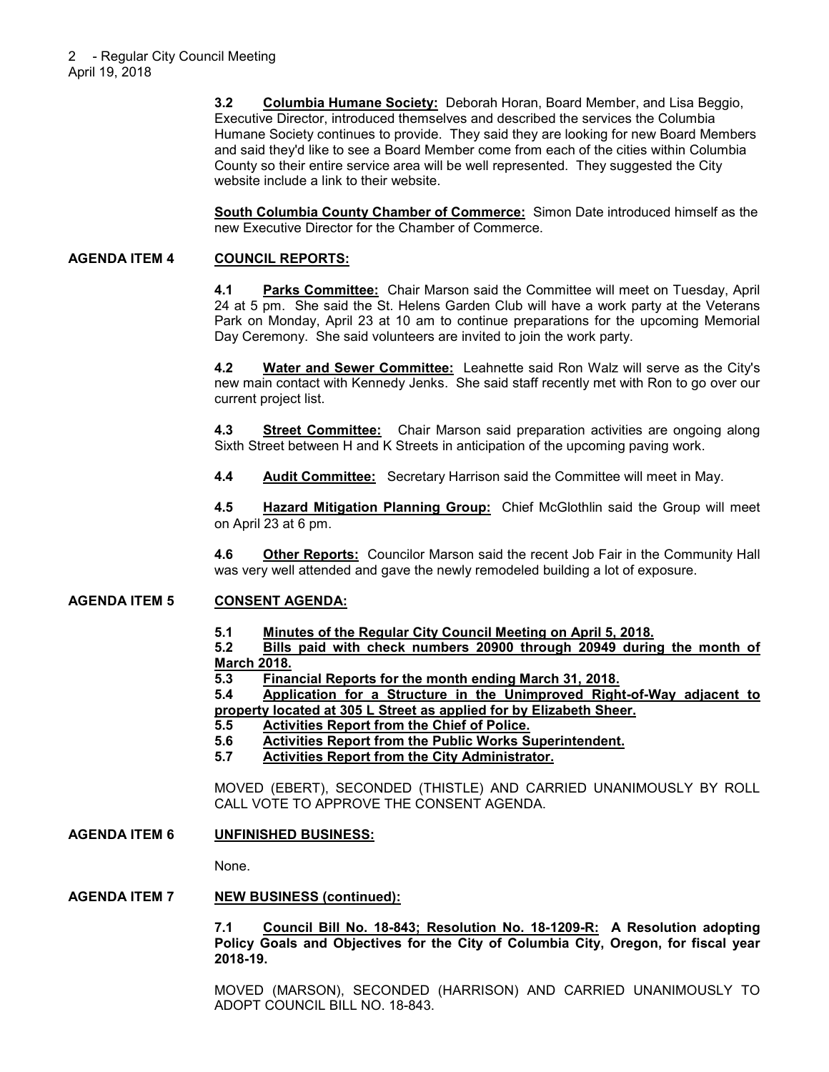**3.2 Columbia Humane Society:** Deborah Horan, Board Member, and Lisa Beggio, Executive Director, introduced themselves and described the services the Columbia Humane Society continues to provide. They said they are looking for new Board Members and said they'd like to see a Board Member come from each of the cities within Columbia County so their entire service area will be well represented. They suggested the City website include a link to their website.

**South Columbia County Chamber of Commerce:** Simon Date introduced himself as the new Executive Director for the Chamber of Commerce.

**AGENDA ITEM 4 COUNCIL REPORTS:**

**4.1 Parks Committee:** Chair Marson said the Committee will meet on Tuesday, April 24 at 5 pm. She said the St. Helens Garden Club will have a work party at the Veterans Park on Monday, April 23 at 10 am to continue preparations for the upcoming Memorial Day Ceremony. She said volunteers are invited to join the work party.

**4.2 Water and Sewer Committee:** Leahnette said Ron Walz will serve as the City's new main contact with Kennedy Jenks. She said staff recently met with Ron to go over our current project list.

**4.3 Street Committee:** Chair Marson said preparation activities are ongoing along Sixth Street between H and K Streets in anticipation of the upcoming paving work.

**4.4 Audit Committee:** Secretary Harrison said the Committee will meet in May.

**4.5 Hazard Mitigation Planning Group:** Chief McGlothlin said the Group will meet on April 23 at 6 pm.

**4.6 Other Reports:** Councilor Marson said the recent Job Fair in the Community Hall was very well attended and gave the newly remodeled building a lot of exposure.

**AGENDA ITEM 5 CONSENT AGENDA:**

**5.1 Minutes of the Regular City Council Meeting on April 5, 2018.**
**5.2 Bills paid with check numbers 20900 through 20949 during the month of March 2018.**
**5.3 Financial Reports for the month ending March 31, 2018.**
**5.4 Application for a Structure in the Unimproved Right-of-Way adjacent to property located at 305 L Street as applied for by Elizabeth Sheer.**
**5.5 Activities Report from the Chief of Police.**
**5.6 Activities Report from the Public Works Superintendent.**
**5.7 Activities Report from the City Administrator.**

MOVED (EBERT), SECONDED (THISTLE) AND CARRIED UNANIMOUSLY BY ROLL CALL VOTE TO APPROVE THE CONSENT AGENDA.

**AGENDA ITEM 6 UNFINISHED BUSINESS:**

None.

**AGENDA ITEM 7 NEW BUSINESS (continued):**

**7.1 Council Bill No. 18-843; Resolution No. 18-1209-R: A Resolution adopting Policy Goals and Objectives for the City of Columbia City, Oregon, for fiscal year 2018-19.**

MOVED (MARSON), SECONDED (HARRISON) AND CARRIED UNANIMOUSLY TO ADOPT COUNCIL BILL NO. 18-843.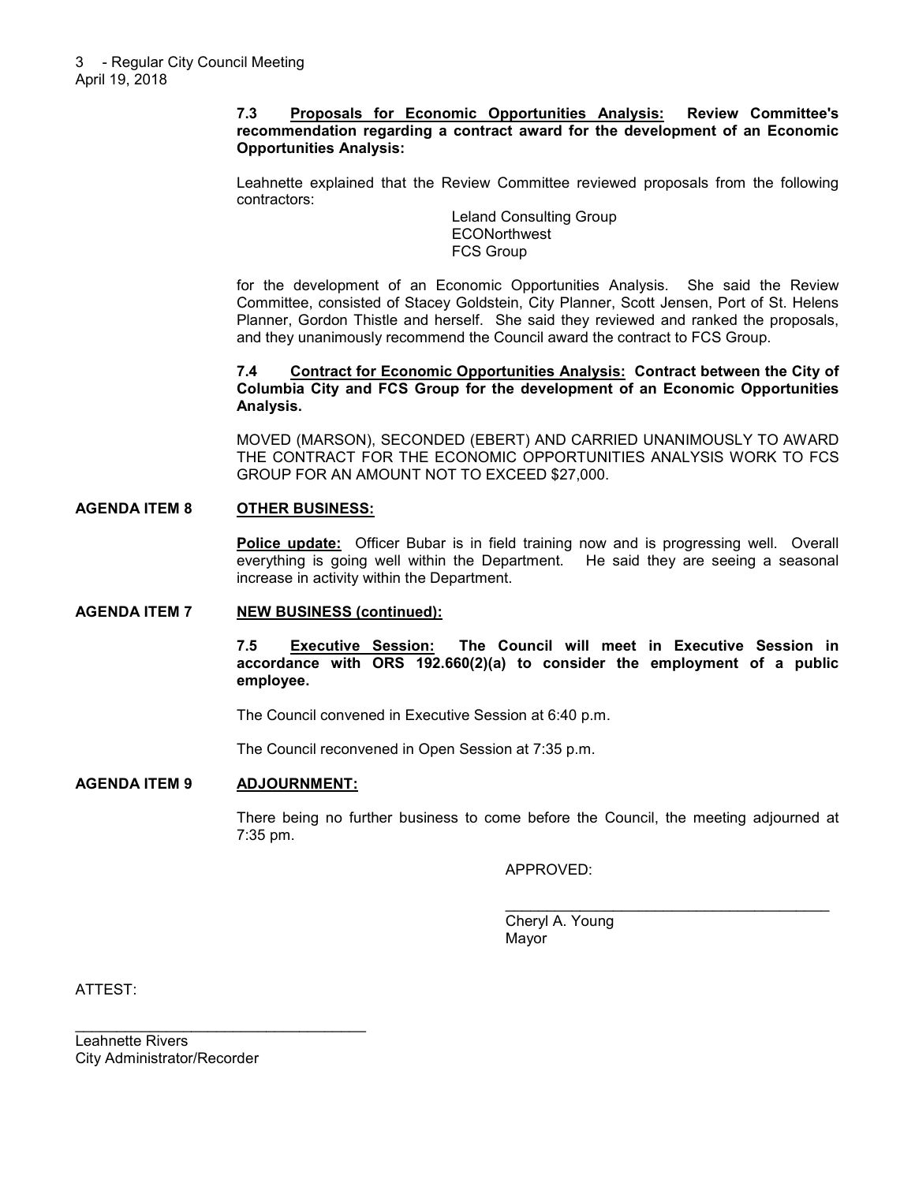**7.3 Proposals for Economic Opportunities Analysis: Review Committee's recommendation regarding a contract award for the development of an Economic Opportunities Analysis:**

Leahnette explained that the Review Committee reviewed proposals from the following contractors:

Leland Consulting Group
ECONorthwest
FCS Group

for the development of an Economic Opportunities Analysis. She said the Review Committee, consisted of Stacey Goldstein, City Planner, Scott Jensen, Port of St. Helens Planner, Gordon Thistle and herself. She said they reviewed and ranked the proposals, and they unanimously recommend the Council award the contract to FCS Group.

**7.4 Contract for Economic Opportunities Analysis: Contract between the City of Columbia City and FCS Group for the development of an Economic Opportunities Analysis.**

MOVED (MARSON), SECONDED (EBERT) AND CARRIED UNANIMOUSLY TO AWARD THE CONTRACT FOR THE ECONOMIC OPPORTUNITIES ANALYSIS WORK TO FCS GROUP FOR AN AMOUNT NOT TO EXCEED $27,000.

**AGENDA ITEM 8 OTHER BUSINESS:**

**Police update:** Officer Bubar is in field training now and is progressing well. Overall everything is going well within the Department. He said they are seeing a seasonal increase in activity within the Department.

**AGENDA ITEM 7 NEW BUSINESS (continued):**

**7.5 Executive Session: The Council will meet in Executive Session in accordance with ORS 192.660(2)(a) to consider the employment of a public employee.**

The Council convened in Executive Session at 6:40 p.m.

The Council reconvened in Open Session at 7:35 p.m.

**AGENDA ITEM 9 ADJOURNMENT:**

There being no further business to come before the Council, the meeting adjourned at 7:35 pm.

APPROVED:

\_\_\_\_\_\_\_\_\_\_\_\_\_\_\_\_\_\_\_\_\_\_\_\_\_\_\_\_\_\_\_\_\_\_\_\_\_\_\_\_
Cheryl A. Young
Mayor

ATTEST:

\_\_\_\_\_\_\_\_\_\_\_\_\_\_\_\_\_\_\_\_\_\_\_\_\_\_\_\_\_\_\_\_\_\_\_\_\_\_\_\_
Leahnette Rivers
City Administrator/Recorder